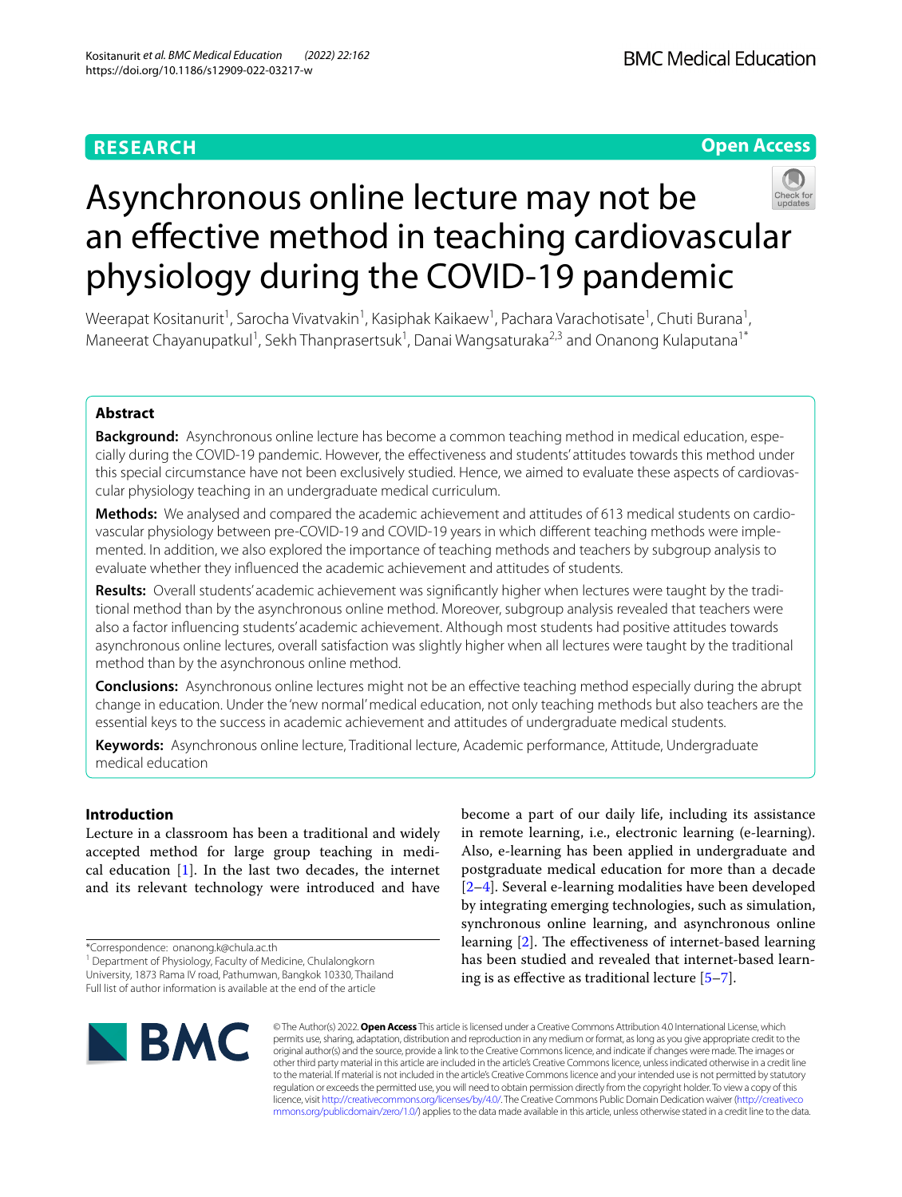**RESEARCH** **Open Access**

# Asynchronous online lecture may not be an effective method in teaching cardiovascular physiology during the COVID-19 pandemic

Weerapat Kositanurit[1], Sarocha Vivatvakin[1], Kasiphak Kaikaew[1], Pachara Varachotisate[1], Chuti Burana[1], Maneerat Chayanupatkul[1], Sekh Thanprasertsuk[1], Danai Wangsaturaka[2,3] and Onanong Kulaputana[1*]

## Abstract

**Background:** Asynchronous online lecture has become a common teaching method in medical education, especially during the COVID-19 pandemic. However, the effectiveness and students' attitudes towards this method under this special circumstance have not been exclusively studied. Hence, we aimed to evaluate these aspects of cardiovascular physiology teaching in an undergraduate medical curriculum.

**Methods:** We analysed and compared the academic achievement and attitudes of 613 medical students on cardiovascular physiology between pre-COVID-19 and COVID-19 years in which different teaching methods were implemented. In addition, we also explored the importance of teaching methods and teachers by subgroup analysis to evaluate whether they influenced the academic achievement and attitudes of students.

**Results:** Overall students' academic achievement was significantly higher when lectures were taught by the traditional method than by the asynchronous online method. Moreover, subgroup analysis revealed that teachers were also a factor influencing students' academic achievement. Although most students had positive attitudes towards asynchronous online lectures, overall satisfaction was slightly higher when all lectures were taught by the traditional method than by the asynchronous online method.

**Conclusions:** Asynchronous online lectures might not be an effective teaching method especially during the abrupt change in education. Under the 'new normal' medical education, not only teaching methods but also teachers are the essential keys to the success in academic achievement and attitudes of undergraduate medical students.

**Keywords:** Asynchronous online lecture, Traditional lecture, Academic performance, Attitude, Undergraduate medical education

## Introduction

Lecture in a classroom has been a traditional and widely accepted method for large group teaching in medical education [1]. In the last two decades, the internet and its relevant technology were introduced and have become a part of our daily life, including its assistance in remote learning, i.e., electronic learning (e-learning). Also, e-learning has been applied in undergraduate and postgraduate medical education for more than a decade [2–4]. Several e-learning modalities have been developed by integrating emerging technologies, such as simulation, synchronous online learning, and asynchronous online learning [2]. The effectiveness of internet-based learning has been studied and revealed that internet-based learning is as effective as traditional lecture [5–7].

*Correspondence: onanong.k@chula.ac.th

[1] Department of Physiology, Faculty of Medicine, Chulalongkorn University, 1873 Rama IV road, Pathumwan, Bangkok 10330, Thailand

Full list of author information is available at the end of the article

© The Author(s) 2022. **Open Access** This article is licensed under a Creative Commons Attribution 4.0 International License, which permits use, sharing, adaptation, distribution and reproduction in any medium or format, as long as you give appropriate credit to the original author(s) and the source, provide a link to the Creative Commons licence, and indicate if changes were made. The images or other third party material in this article are included in the article's Creative Commons licence, unless indicated otherwise in a credit line to the material. If material is not included in the article's Creative Commons licence and your intended use is not permitted by statutory regulation or exceeds the permitted use, you will need to obtain permission directly from the copyright holder. To view a copy of this licence, visit http://creativecommons.org/licenses/by/4.0/. The Creative Commons Public Domain Dedication waiver (http://creativecommons.org/publicdomain/zero/1.0/) applies to the data made available in this article, unless otherwise stated in a credit line to the data.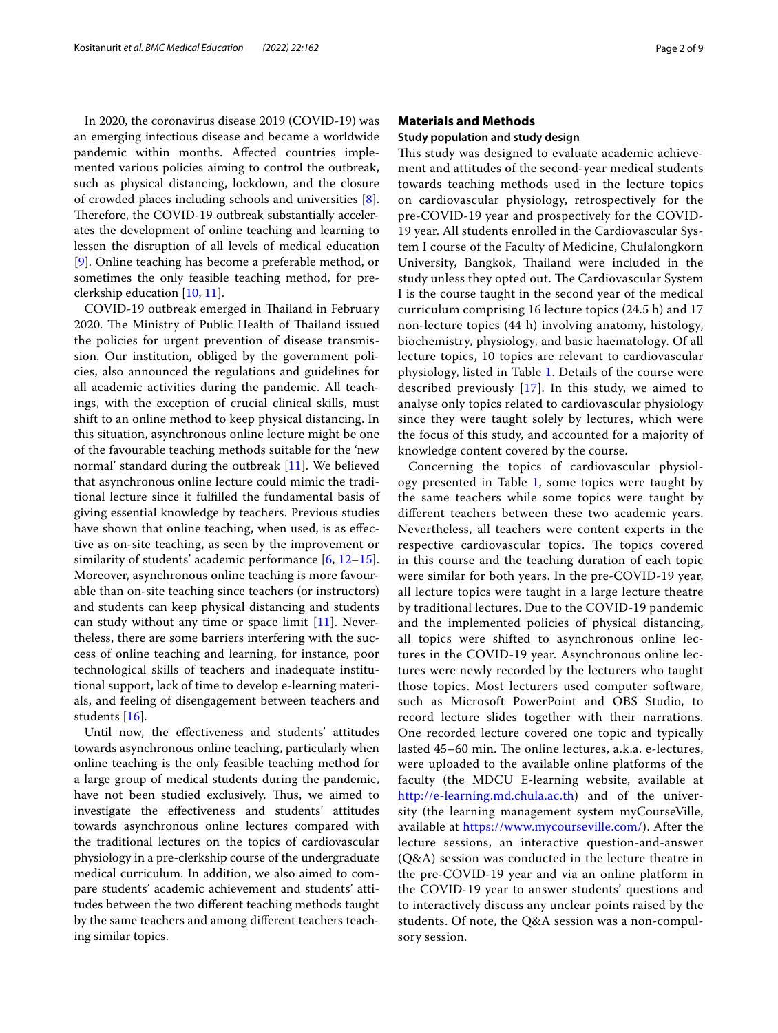In 2020, the coronavirus disease 2019 (COVID-19) was an emerging infectious disease and became a worldwide pandemic within months. Affected countries implemented various policies aiming to control the outbreak, such as physical distancing, lockdown, and the closure of crowded places including schools and universities [8]. Therefore, the COVID-19 outbreak substantially accelerates the development of online teaching and learning to lessen the disruption of all levels of medical education [9]. Online teaching has become a preferable method, or sometimes the only feasible teaching method, for pre-clerkship education [10, 11].

COVID-19 outbreak emerged in Thailand in February 2020. The Ministry of Public Health of Thailand issued the policies for urgent prevention of disease transmission. Our institution, obliged by the government policies, also announced the regulations and guidelines for all academic activities during the pandemic. All teachings, with the exception of crucial clinical skills, must shift to an online method to keep physical distancing. In this situation, asynchronous online lecture might be one of the favourable teaching methods suitable for the 'new normal' standard during the outbreak [11]. We believed that asynchronous online lecture could mimic the traditional lecture since it fulfilled the fundamental basis of giving essential knowledge by teachers. Previous studies have shown that online teaching, when used, is as effective as on-site teaching, as seen by the improvement or similarity of students' academic performance [6, 12–15]. Moreover, asynchronous online teaching is more favourable than on-site teaching since teachers (or instructors) and students can keep physical distancing and students can study without any time or space limit [11]. Nevertheless, there are some barriers interfering with the success of online teaching and learning, for instance, poor technological skills of teachers and inadequate institutional support, lack of time to develop e-learning materials, and feeling of disengagement between teachers and students [16].

Until now, the effectiveness and students' attitudes towards asynchronous online teaching, particularly when online teaching is the only feasible teaching method for a large group of medical students during the pandemic, have not been studied exclusively. Thus, we aimed to investigate the effectiveness and students' attitudes towards asynchronous online lectures compared with the traditional lectures on the topics of cardiovascular physiology in a pre-clerkship course of the undergraduate medical curriculum. In addition, we also aimed to compare students' academic achievement and students' attitudes between the two different teaching methods taught by the same teachers and among different teachers teaching similar topics.

## Materials and Methods

### Study population and study design

This study was designed to evaluate academic achievement and attitudes of the second-year medical students towards teaching methods used in the lecture topics on cardiovascular physiology, retrospectively for the pre-COVID-19 year and prospectively for the COVID-19 year. All students enrolled in the Cardiovascular System I course of the Faculty of Medicine, Chulalongkorn University, Bangkok, Thailand were included in the study unless they opted out. The Cardiovascular System I is the course taught in the second year of the medical curriculum comprising 16 lecture topics (24.5 h) and 17 non-lecture topics (44 h) involving anatomy, histology, biochemistry, physiology, and basic haematology. Of all lecture topics, 10 topics are relevant to cardiovascular physiology, listed in Table 1. Details of the course were described previously [17]. In this study, we aimed to analyse only topics related to cardiovascular physiology since they were taught solely by lectures, which were the focus of this study, and accounted for a majority of knowledge content covered by the course.

Concerning the topics of cardiovascular physiology presented in Table 1, some topics were taught by the same teachers while some topics were taught by different teachers between these two academic years. Nevertheless, all teachers were content experts in the respective cardiovascular topics. The topics covered in this course and the teaching duration of each topic were similar for both years. In the pre-COVID-19 year, all lecture topics were taught in a large lecture theatre by traditional lectures. Due to the COVID-19 pandemic and the implemented policies of physical distancing, all topics were shifted to asynchronous online lectures in the COVID-19 year. Asynchronous online lectures were newly recorded by the lecturers who taught those topics. Most lecturers used computer software, such as Microsoft PowerPoint and OBS Studio, to record lecture slides together with their narrations. One recorded lecture covered one topic and typically lasted 45–60 min. The online lectures, a.k.a. e-lectures, were uploaded to the available online platforms of the faculty (the MDCU E-learning website, available at http://e-learning.md.chula.ac.th) and of the university (the learning management system myCourseVille, available at https://www.mycourseville.com/). After the lecture sessions, an interactive question-and-answer (Q&A) session was conducted in the lecture theatre in the pre-COVID-19 year and via an online platform in the COVID-19 year to answer students' questions and to interactively discuss any unclear points raised by the students. Of note, the Q&A session was a non-compulsory session.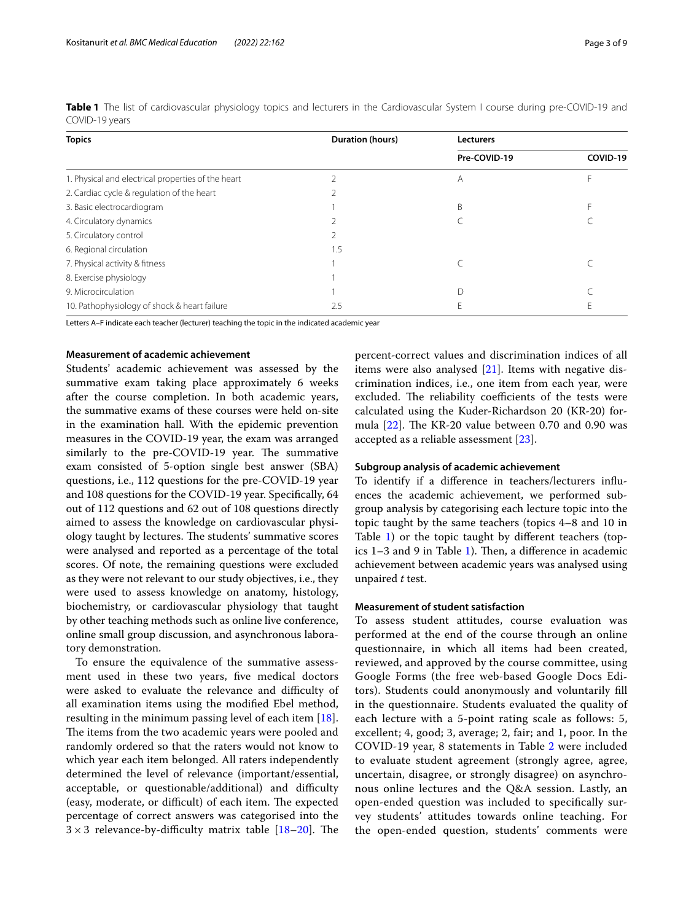**Table 1** The list of cardiovascular physiology topics and lecturers in the Cardiovascular System I course during pre-COVID-19 and COVID-19 years

| Topics | Duration (hours) | Lecturers | |
|---|---|---|---|
| | | Pre-COVID-19 | COVID-19 |
| 1. Physical and electrical properties of the heart | 2 | A | F |
| 2. Cardiac cycle & regulation of the heart | 2 | | |
| 3. Basic electrocardiogram | 1 | B | F |
| 4. Circulatory dynamics | 2 | C | C |
| 5. Circulatory control | 2 | | |
| 6. Regional circulation | 1.5 | | |
| 7. Physical activity & fitness | 1 | C | C |
| 8. Exercise physiology | 1 | | |
| 9. Microcirculation | 1 | D | C |
| 10. Pathophysiology of shock & heart failure | 2.5 | E | E |

Letters A–F indicate each teacher (lecturer) teaching the topic in the indicated academic year

### Measurement of academic achievement

Students' academic achievement was assessed by the summative exam taking place approximately 6 weeks after the course completion. In both academic years, the summative exams of these courses were held on-site in the examination hall. With the epidemic prevention measures in the COVID-19 year, the exam was arranged similarly to the pre-COVID-19 year. The summative exam consisted of 5-option single best answer (SBA) questions, i.e., 112 questions for the pre-COVID-19 year and 108 questions for the COVID-19 year. Specifically, 64 out of 112 questions and 62 out of 108 questions directly aimed to assess the knowledge on cardiovascular physiology taught by lectures. The students' summative scores were analysed and reported as a percentage of the total scores. Of note, the remaining questions were excluded as they were not relevant to our study objectives, i.e., they were used to assess knowledge on anatomy, histology, biochemistry, or cardiovascular physiology that taught by other teaching methods such as online live conference, online small group discussion, and asynchronous laboratory demonstration.

To ensure the equivalence of the summative assessment used in these two years, five medical doctors were asked to evaluate the relevance and difficulty of all examination items using the modified Ebel method, resulting in the minimum passing level of each item [18]. The items from the two academic years were pooled and randomly ordered so that the raters would not know to which year each item belonged. All raters independently determined the level of relevance (important/essential, acceptable, or questionable/additional) and difficulty (easy, moderate, or difficult) of each item. The expected percentage of correct answers was categorised into the $3 \times 3$ relevance-by-difficulty matrix table [18–20]. The percent-correct values and discrimination indices of all items were also analysed [21]. Items with negative discrimination indices, i.e., one item from each year, were excluded. The reliability coefficients of the tests were calculated using the Kuder-Richardson 20 (KR-20) formula [22]. The KR-20 value between 0.70 and 0.90 was accepted as a reliable assessment [23].

### Subgroup analysis of academic achievement

To identify if a difference in teachers/lecturers influences the academic achievement, we performed subgroup analysis by categorising each lecture topic into the topic taught by the same teachers (topics 4–8 and 10 in Table 1) or the topic taught by different teachers (topics 1–3 and 9 in Table 1). Then, a difference in academic achievement between academic years was analysed using unpaired *t* test.

### Measurement of student satisfaction

To assess student attitudes, course evaluation was performed at the end of the course through an online questionnaire, in which all items had been created, reviewed, and approved by the course committee, using Google Forms (the free web-based Google Docs Editors). Students could anonymously and voluntarily fill in the questionnaire. Students evaluated the quality of each lecture with a 5-point rating scale as follows: 5, excellent; 4, good; 3, average; 2, fair; and 1, poor. In the COVID-19 year, 8 statements in Table 2 were included to evaluate student agreement (strongly agree, agree, uncertain, disagree, or strongly disagree) on asynchronous online lectures and the Q&A session. Lastly, an open-ended question was included to specifically survey students' attitudes towards online teaching. For the open-ended question, students' comments were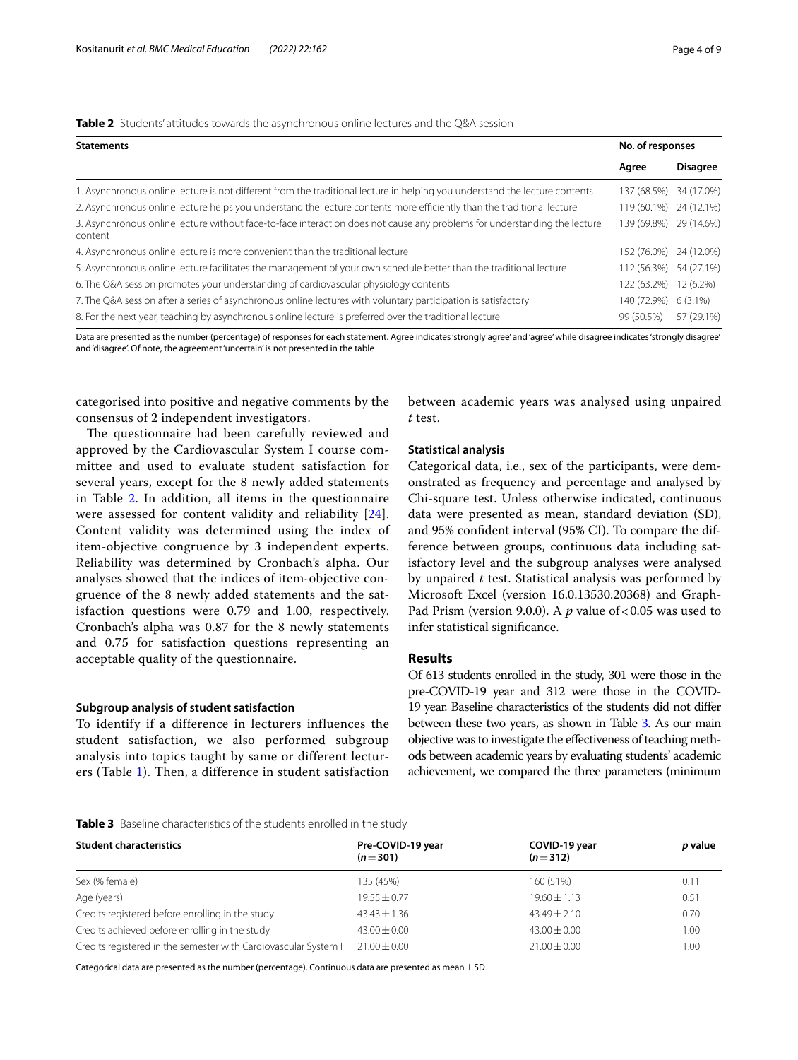**Table 2** Students' attitudes towards the asynchronous online lectures and the Q&A session

| Statements | No. of responses | |
|---|---|---|
| | Agree | Disagree |
| 1. Asynchronous online lecture is not different from the traditional lecture in helping you understand the lecture contents | 137 (68.5%) | 34 (17.0%) |
| 2. Asynchronous online lecture helps you understand the lecture contents more efficiently than the traditional lecture | 119 (60.1%) | 24 (12.1%) |
| 3. Asynchronous online lecture without face-to-face interaction does not cause any problems for understanding the lecture content | 139 (69.8%) | 29 (14.6%) |
| 4. Asynchronous online lecture is more convenient than the traditional lecture | 152 (76.0%) | 24 (12.0%) |
| 5. Asynchronous online lecture facilitates the management of your own schedule better than the traditional lecture | 112 (56.3%) | 54 (27.1%) |
| 6. The Q&A session promotes your understanding of cardiovascular physiology contents | 122 (63.2%) | 12 (6.2%) |
| 7. The Q&A session after a series of asynchronous online lectures with voluntary participation is satisfactory | 140 (72.9%) | 6 (3.1%) |
| 8. For the next year, teaching by asynchronous online lecture is preferred over the traditional lecture | 99 (50.5%) | 57 (29.1%) |

Data are presented as the number (percentage) of responses for each statement. Agree indicates 'strongly agree' and 'agree' while disagree indicates 'strongly disagree' and 'disagree'. Of note, the agreement 'uncertain' is not presented in the table

categorised into positive and negative comments by the consensus of 2 independent investigators.

The questionnaire had been carefully reviewed and approved by the Cardiovascular System I course committee and used to evaluate student satisfaction for several years, except for the 8 newly added statements in Table 2. In addition, all items in the questionnaire were assessed for content validity and reliability [24]. Content validity was determined using the index of item-objective congruence by 3 independent experts. Reliability was determined by Cronbach's alpha. Our analyses showed that the indices of item-objective congruence of the 8 newly added statements and the satisfaction questions were 0.79 and 1.00, respectively. Cronbach's alpha was 0.87 for the 8 newly statements and 0.75 for satisfaction questions representing an acceptable quality of the questionnaire.

### Subgroup analysis of student satisfaction

To identify if a difference in lecturers influences the student satisfaction, we also performed subgroup analysis into topics taught by same or different lecturers (Table 1). Then, a difference in student satisfaction between academic years was analysed using unpaired *t* test.

### Statistical analysis

Categorical data, i.e., sex of the participants, were demonstrated as frequency and percentage and analysed by Chi-square test. Unless otherwise indicated, continuous data were presented as mean, standard deviation (SD), and 95% confident interval (95% CI). To compare the difference between groups, continuous data including satisfactory level and the subgroup analyses were analysed by unpaired *t* test. Statistical analysis was performed by Microsoft Excel (version 16.0.13530.20368) and GraphPad Prism (version 9.0.0). A $p$ value of $< 0.05$ was used to infer statistical significance.

## Results

Of 613 students enrolled in the study, 301 were those in the pre-COVID-19 year and 312 were those in the COVID-19 year. Baseline characteristics of the students did not differ between these two years, as shown in Table 3. As our main objective was to investigate the effectiveness of teaching methods between academic years by evaluating students' academic achievement, we compared the three parameters (minimum

**Table 3** Baseline characteristics of the students enrolled in the study

| Student characteristics | Pre-COVID-19 year ($n = 301$) | COVID-19 year ($n = 312$) | *p* value |
|---|---|---|---|
| Sex (% female) | 135 (45%) | 160 (51%) | 0.11 |
| Age (years) | 19.55 ± 0.77 | 19.60 ± 1.13 | 0.51 |
| Credits registered before enrolling in the study | 43.43 ± 1.36 | 43.49 ± 2.10 | 0.70 |
| Credits achieved before enrolling in the study | 43.00 ± 0.00 | 43.00 ± 0.00 | 1.00 |
| Credits registered in the semester with Cardiovascular System I | 21.00 ± 0.00 | 21.00 ± 0.00 | 1.00 |

Categorical data are presented as the number (percentage). Continuous data are presented as mean ± SD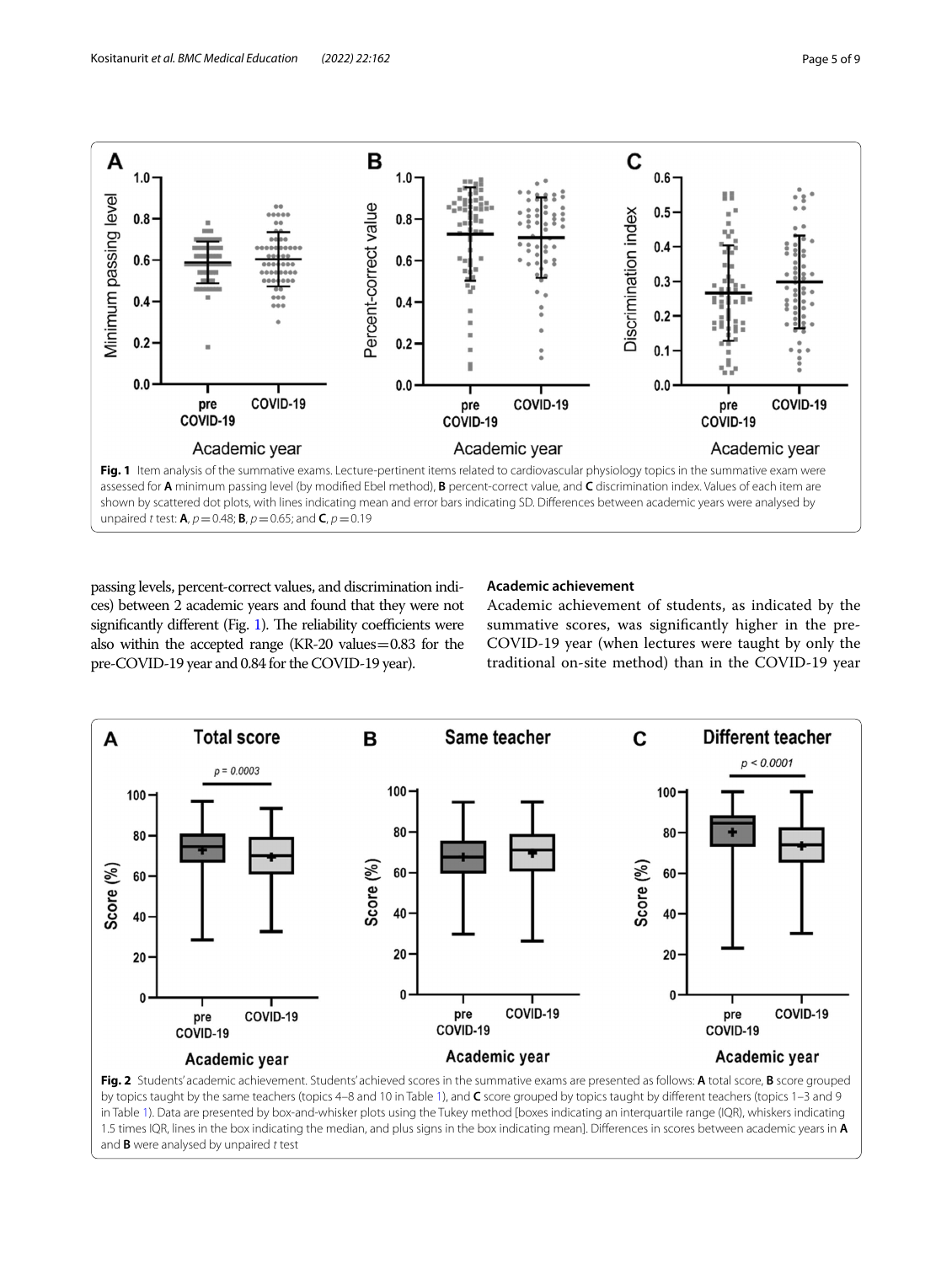A

Minimum passing level

1.0

0.8

0.6

0.4

0.2

0.0

pre COVID-19

COVID-19

Academic year

B

Percent-correct value

1.0

0.8

0.6

0.4

0.2

0.0

pre COVID-19

COVID-19

Academic year

C

Discrimination index

0.6

0.5

0.4

0.3

0.2

0.1

0.0

pre COVID-19

COVID-19

Academic year

**Fig. 1** Item analysis of the summative exams. Lecture-pertinent items related to cardiovascular physiology topics in the summative exam were assessed for **A** minimum passing level (by modified Ebel method), **B** percent-correct value, and **C** discrimination index. Values of each item are shown by scattered dot plots, with lines indicating mean and error bars indicating SD. Differences between academic years were analysed by unpaired *t* test: **A**, $p = 0.48$; **B**, $p = 0.65$; and **C**, $p = 0.19$

passing levels, percent-correct values, and discrimination indices) between 2 academic years and found that they were not significantly different (Fig. 1). The reliability coefficients were also within the accepted range (KR-20 values = 0.83 for the pre-COVID-19 year and 0.84 for the COVID-19 year).

### Academic achievement

Academic achievement of students, as indicated by the summative scores, was significantly higher in the pre-COVID-19 year (when lectures were taught by only the traditional on-site method) than in the COVID-19 year

A

Total score

p = 0.0003

Score (%)

100

80

60

40

20

0

pre COVID-19

COVID-19

Academic year

B

Same teacher

Score (%)

100

80

60

40

20

0

pre COVID-19

COVID-19

Academic year

C

Different teacher

p < 0.0001

Score (%)

100

80

60

40

20

0

pre COVID-19

COVID-19

Academic year

**Fig. 2** Students' academic achievement. Students' achieved scores in the summative exams are presented as follows: **A** total score, **B** score grouped by topics taught by the same teachers (topics 4–8 and 10 in Table 1), and **C** score grouped by topics taught by different teachers (topics 1–3 and 9 in Table 1). Data are presented by box-and-whisker plots using the Tukey method [boxes indicating an interquartile range (IQR), whiskers indicating 1.5 times IQR, lines in the box indicating the median, and plus signs in the box indicating mean]. Differences in scores between academic years in **A** and **B** were analysed by unpaired *t* test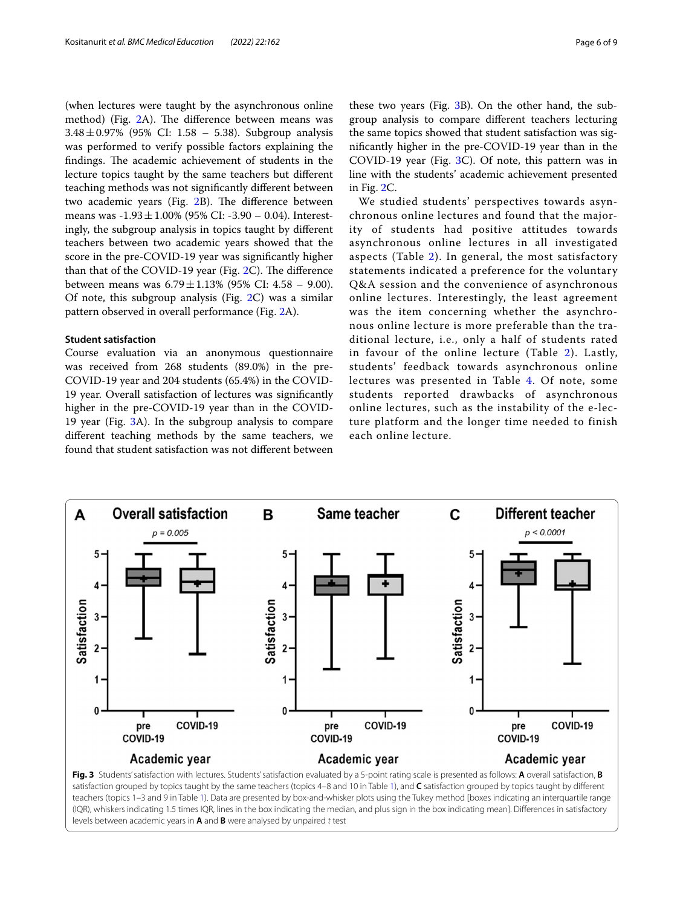(when lectures were taught by the asynchronous online method) (Fig. 2A). The difference between means was 3.48 ± 0.97% (95% CI: 1.58 – 5.38). Subgroup analysis was performed to verify possible factors explaining the findings. The academic achievement of students in the lecture topics taught by the same teachers but different teaching methods was not significantly different between two academic years (Fig. 2B). The difference between means was -1.93 ± 1.00% (95% CI: -3.90 – 0.04). Interestingly, the subgroup analysis in topics taught by different teachers between two academic years showed that the score in the pre-COVID-19 year was significantly higher than that of the COVID-19 year (Fig. 2C). The difference between means was 6.79 ± 1.13% (95% CI: 4.58 – 9.00). Of note, this subgroup analysis (Fig. 2C) was a similar pattern observed in overall performance (Fig. 2A).

### Student satisfaction

Course evaluation via an anonymous questionnaire was received from 268 students (89.0%) in the pre-COVID-19 year and 204 students (65.4%) in the COVID-19 year. Overall satisfaction of lectures was significantly higher in the pre-COVID-19 year than in the COVID-19 year (Fig. 3A). In the subgroup analysis to compare different teaching methods by the same teachers, we found that student satisfaction was not different between these two years (Fig. 3B). On the other hand, the subgroup analysis to compare different teachers lecturing the same topics showed that student satisfaction was significantly higher in the pre-COVID-19 year than in the COVID-19 year (Fig. 3C). Of note, this pattern was in line with the students' academic achievement presented in Fig. 2C.

We studied students' perspectives towards asynchronous online lectures and found that the majority of students had positive attitudes towards asynchronous online lectures in all investigated aspects (Table 2). In general, the most satisfactory statements indicated a preference for the voluntary Q&A session and the convenience of asynchronous online lectures. Interestingly, the least agreement was the item concerning whether the asynchronous online lecture is more preferable than the traditional lecture, i.e., only a half of students rated in favour of the online lecture (Table 2). Lastly, students' feedback towards asynchronous online lectures was presented in Table 4. Of note, some students reported drawbacks of asynchronous online lectures, such as the instability of the e-lecture platform and the longer time needed to finish each online lecture.

A Overall satisfaction
$p = 0.005$
Satisfaction
pre COVID-19 | COVID-19
Academic year

B Same teacher
Satisfaction
pre COVID-19 | COVID-19
Academic year

C Different teacher
$p < 0.0001$
Satisfaction
pre COVID-19 | COVID-19
Academic year

**Fig. 3** Students' satisfaction with lectures. Students' satisfaction evaluated by a 5-point rating scale is presented as follows: **A** overall satisfaction, **B** satisfaction grouped by topics taught by the same teachers (topics 4–8 and 10 in Table 1), and **C** satisfaction grouped by topics taught by different teachers (topics 1–3 and 9 in Table 1). Data are presented by box-and-whisker plots using the Tukey method [boxes indicating an interquartile range (IQR), whiskers indicating 1.5 times IQR, lines in the box indicating the median, and plus sign in the box indicating mean]. Differences in satisfactory levels between academic years in **A** and **B** were analysed by unpaired *t* test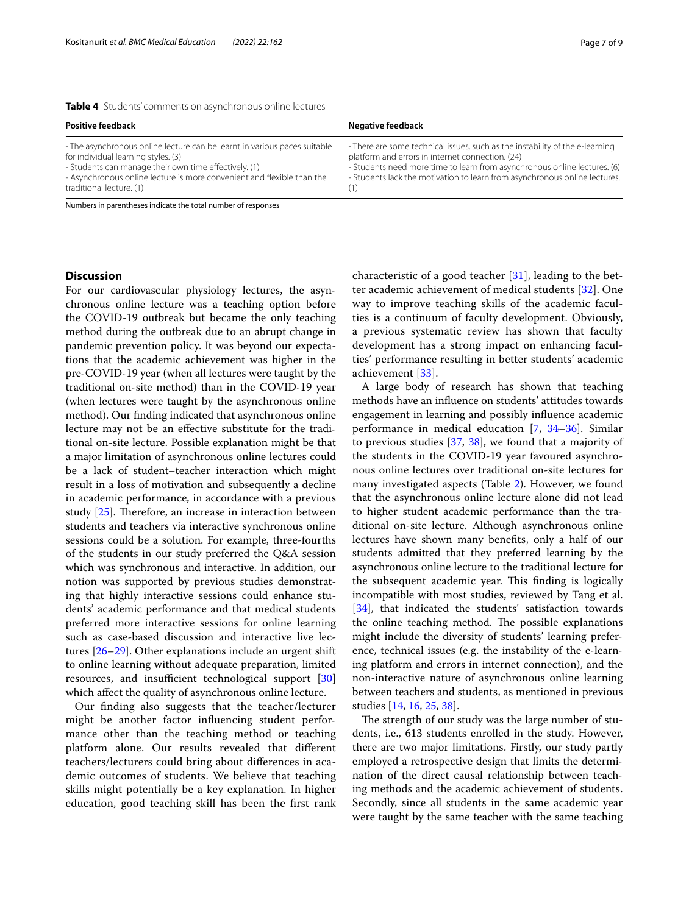**Table 4** Students' comments on asynchronous online lectures

| Positive feedback | Negative feedback |
|---|---|
| - The asynchronous online lecture can be learnt in various paces suitable for individual learning styles. (3)<br>- Students can manage their own time effectively. (1)<br>- Asynchronous online lecture is more convenient and flexible than the traditional lecture. (1) | - There are some technical issues, such as the instability of the e-learning platform and errors in internet connection. (24)<br>- Students need more time to learn from asynchronous online lectures. (6)<br>- Students lack the motivation to learn from asynchronous online lectures. (1) |

Numbers in parentheses indicate the total number of responses

## Discussion

For our cardiovascular physiology lectures, the asynchronous online lecture was a teaching option before the COVID-19 outbreak but became the only teaching method during the outbreak due to an abrupt change in pandemic prevention policy. It was beyond our expectations that the academic achievement was higher in the pre-COVID-19 year (when all lectures were taught by the traditional on-site method) than in the COVID-19 year (when lectures were taught by the asynchronous online method). Our finding indicated that asynchronous online lecture may not be an effective substitute for the traditional on-site lecture. Possible explanation might be that a major limitation of asynchronous online lectures could be a lack of student–teacher interaction which might result in a loss of motivation and subsequently a decline in academic performance, in accordance with a previous study [25]. Therefore, an increase in interaction between students and teachers via interactive synchronous online sessions could be a solution. For example, three-fourths of the students in our study preferred the Q&A session which was synchronous and interactive. In addition, our notion was supported by previous studies demonstrating that highly interactive sessions could enhance students' academic performance and that medical students preferred more interactive sessions for online learning such as case-based discussion and interactive live lectures [26–29]. Other explanations include an urgent shift to online learning without adequate preparation, limited resources, and insufficient technological support [30] which affect the quality of asynchronous online lecture.

Our finding also suggests that the teacher/lecturer might be another factor influencing student performance other than the teaching method or teaching platform alone. Our results revealed that different teachers/lecturers could bring about differences in academic outcomes of students. We believe that teaching skills might potentially be a key explanation. In higher education, good teaching skill has been the first rank characteristic of a good teacher [31], leading to the better academic achievement of medical students [32]. One way to improve teaching skills of the academic faculties is a continuum of faculty development. Obviously, a previous systematic review has shown that faculty development has a strong impact on enhancing faculties' performance resulting in better students' academic achievement [33].

A large body of research has shown that teaching methods have an influence on students' attitudes towards engagement in learning and possibly influence academic performance in medical education [7, 34–36]. Similar to previous studies [37, 38], we found that a majority of the students in the COVID-19 year favoured asynchronous online lectures over traditional on-site lectures for many investigated aspects (Table 2). However, we found that the asynchronous online lecture alone did not lead to higher student academic performance than the traditional on-site lecture. Although asynchronous online lectures have shown many benefits, only a half of our students admitted that they preferred learning by the asynchronous online lecture to the traditional lecture for the subsequent academic year. This finding is logically incompatible with most studies, reviewed by Tang et al. [34], that indicated the students' satisfaction towards the online teaching method. The possible explanations might include the diversity of students' learning preference, technical issues (e.g. the instability of the e-learning platform and errors in internet connection), and the non-interactive nature of asynchronous online learning between teachers and students, as mentioned in previous studies [14, 16, 25, 38].

The strength of our study was the large number of students, i.e., 613 students enrolled in the study. However, there are two major limitations. Firstly, our study partly employed a retrospective design that limits the determination of the direct causal relationship between teaching methods and the academic achievement of students. Secondly, since all students in the same academic year were taught by the same teacher with the same teaching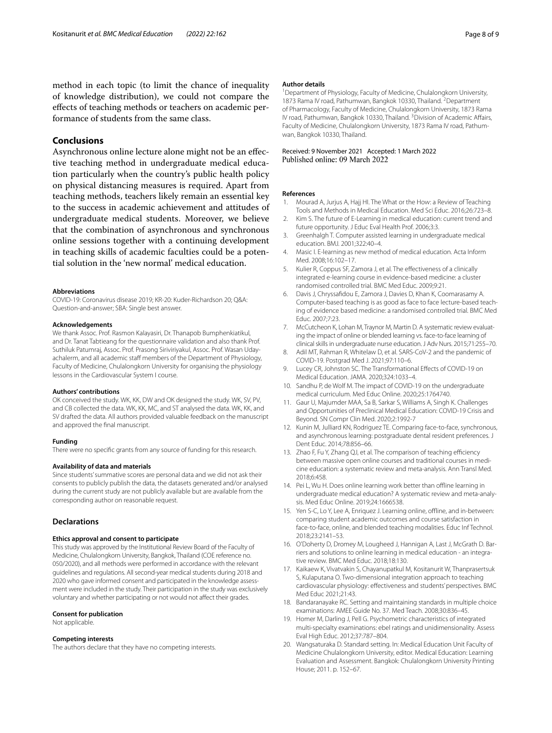method in each topic (to limit the chance of inequality of knowledge distribution), we could not compare the effects of teaching methods or teachers on academic performance of students from the same class.

## Conclusions

Asynchronous online lecture alone might not be an effective teaching method in undergraduate medical education particularly when the country's public health policy on physical distancing measures is required. Apart from teaching methods, teachers likely remain an essential key to the success in academic achievement and attitudes of undergraduate medical students. Moreover, we believe that the combination of asynchronous and synchronous online sessions together with a continuing development in teaching skills of academic faculties could be a potential solution in the 'new normal' medical education.

#### Abbreviations

COVID-19: Coronavirus disease 2019; KR-20: Kuder-Richardson 20; Q&A: Question-and-answer; SBA: Single best answer.

#### Acknowledgements

We thank Assoc. Prof. Rasmon Kalayasiri, Dr. Thanapob Bumphenkiatikul, and Dr. Tanat Tabtieang for the questionnaire validation and also thank Prof. Suthiluk Patumraj, Assoc. Prof. Prasong Siriviriyakul, Assoc. Prof. Wasan Udayachalerm, and all academic staff members of the Department of Physiology, Faculty of Medicine, Chulalongkorn University for organising the physiology lessons in the Cardiovascular System I course.

#### Authors' contributions

OK conceived the study. WK, KK, DW and OK designed the study. WK, SV, PV, and CB collected the data. WK, KK, MC, and ST analysed the data. WK, KK, and SV drafted the data. All authors provided valuable feedback on the manuscript and approved the final manuscript.

#### Funding

There were no specific grants from any source of funding for this research.

#### Availability of data and materials

Since students' summative scores are personal data and we did not ask their consents to publicly publish the data, the datasets generated and/or analysed during the current study are not publicly available but are available from the corresponding author on reasonable request.

### Declarations

#### Ethics approval and consent to participate

This study was approved by the Institutional Review Board of the Faculty of Medicine, Chulalongkorn University, Bangkok, Thailand (COE reference no. 050/2020), and all methods were performed in accordance with the relevant guidelines and regulations. All second-year medical students during 2018 and 2020 who gave informed consent and participated in the knowledge assessment were included in the study. Their participation in the study was exclusively voluntary and whether participating or not would not affect their grades.

#### Consent for publication

Not applicable.

#### Competing interests

The authors declare that they have no competing interests.

#### Author details

[1]Department of Physiology, Faculty of Medicine, Chulalongkorn University, 1873 Rama IV road, Pathumwan, Bangkok 10330, Thailand. [2]Department of Pharmacology, Faculty of Medicine, Chulalongkorn University, 1873 Rama IV road, Pathumwan, Bangkok 10330, Thailand. [3]Division of Academic Affairs, Faculty of Medicine, Chulalongkorn University, 1873 Rama IV road, Pathumwan, Bangkok 10330, Thailand.

Received: 9 November 2021 Accepted: 1 March 2022
Published online: 09 March 2022

#### References

1. Mourad A, Jurjus A, Hajj HI. The What or the How: a Review of Teaching Tools and Methods in Medical Education. Med Sci Educ. 2016;26:723–8.
2. Kim S. The future of E-Learning in medical education: current trend and future opportunity. J Educ Eval Health Prof. 2006;3:3.
3. Greenhalgh T. Computer assisted learning in undergraduate medical education. BMJ. 2001;322:40–4.
4. Masic I. E-learning as new method of medical education. Acta Inform Med. 2008;16:102–17.
5. Kulier R, Coppus SF, Zamora J, et al. The effectiveness of a clinically integrated e-learning course in evidence-based medicine: a cluster randomised controlled trial. BMC Med Educ. 2009;9:21.
6. Davis J, Chryssafidou E, Zamora J, Davies D, Khan K, Coomarasamy A. Computer-based teaching is as good as face to face lecture-based teaching of evidence based medicine: a randomised controlled trial. BMC Med Educ. 2007;7:23.
7. McCutcheon K, Lohan M, Traynor M, Martin D. A systematic review evaluating the impact of online or blended learning vs. face-to-face learning of clinical skills in undergraduate nurse education. J Adv Nurs. 2015;71:255–70.
8. Adil MT, Rahman R, Whitelaw D, et al. SARS-CoV-2 and the pandemic of COVID-19. Postgrad Med J. 2021;97:110–6.
9. Lucey CR, Johnston SC. The Transformational Effects of COVID-19 on Medical Education. JAMA. 2020;324:1033–4.
10. Sandhu P, de Wolf M. The impact of COVID-19 on the undergraduate medical curriculum. Med Educ Online. 2020;25:1764740.
11. Gaur U, Majumder MAA, Sa B, Sarkar S, Williams A, Singh K. Challenges and Opportunities of Preclinical Medical Education: COVID-19 Crisis and Beyond. SN Compr Clin Med. 2020;2:1992-7
12. Kunin M, Julliard KN, Rodriguez TE. Comparing face-to-face, synchronous, and asynchronous learning: postgraduate dental resident preferences. J Dent Educ. 2014;78:856–66.
13. Zhao F, Fu Y, Zhang QJ, et al. The comparison of teaching efficiency between massive open online courses and traditional courses in medicine education: a systematic review and meta-analysis. Ann Transl Med. 2018;6:458.
14. Pei L, Wu H. Does online learning work better than offline learning in undergraduate medical education? A systematic review and meta-analysis. Med Educ Online. 2019;24:1666538.
15. Yen S-C, Lo Y, Lee A, Enriquez J. Learning online, offline, and in-between: comparing student academic outcomes and course satisfaction in face-to-face, online, and blended teaching modalities. Educ Inf Technol. 2018;23:2141–53.
16. O'Doherty D, Dromey M, Lougheed J, Hannigan A, Last J, McGrath D. Barriers and solutions to online learning in medical education - an integrative review. BMC Med Educ. 2018;18:130.
17. Kaikaew K, Vivatvakin S, Chayanupatkul M, Kositanurit W, Thanprasertsuk S, Kulaputana O. Two-dimensional integration approach to teaching cardiovascular physiology: effectiveness and students' perspectives. BMC Med Educ 2021;21:43.
18. Bandaranayake RC. Setting and maintaining standards in multiple choice examinations: AMEE Guide No. 37. Med Teach. 2008;30:836–45.
19. Homer M, Darling J, Pell G. Psychometric characteristics of integrated multi-specialty examinations: ebel ratings and unidimensionality. Assess Eval High Educ. 2012;37:787–804.
20. Wangsaturaka D. Standard setting. In: Medical Education Unit Faculty of Medicine Chulalongkorn University, editor. Medical Education: Learning Evaluation and Assessment. Bangkok: Chulalongkorn University Printing House; 2011. p. 152–67.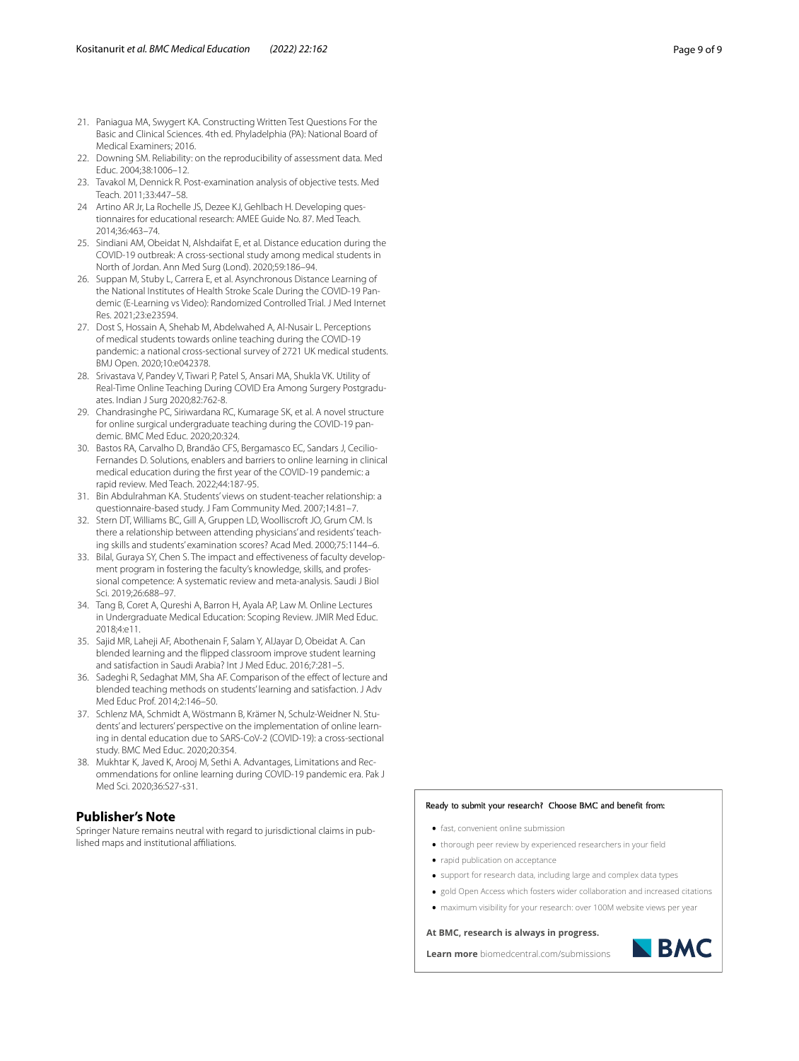21. Paniagua MA, Swygert KA. Constructing Written Test Questions For the Basic and Clinical Sciences. 4th ed. Phyladelphia (PA): National Board of Medical Examiners; 2016.
22. Downing SM. Reliability: on the reproducibility of assessment data. Med Educ. 2004;38:1006–12.
23. Tavakol M, Dennick R. Post-examination analysis of objective tests. Med Teach. 2011;33:447–58.
24. Artino AR Jr, La Rochelle JS, Dezee KJ, Gehlbach H. Developing questionnaires for educational research: AMEE Guide No. 87. Med Teach. 2014;36:463–74.
25. Sindiani AM, Obeidat N, Alshdaifat E, et al. Distance education during the COVID-19 outbreak: A cross-sectional study among medical students in North of Jordan. Ann Med Surg (Lond). 2020;59:186–94.
26. Suppan M, Stuby L, Carrera E, et al. Asynchronous Distance Learning of the National Institutes of Health Stroke Scale During the COVID-19 Pandemic (E-Learning vs Video): Randomized Controlled Trial. J Med Internet Res. 2021;23:e23594.
27. Dost S, Hossain A, Shehab M, Abdelwahed A, Al-Nusair L. Perceptions of medical students towards online teaching during the COVID-19 pandemic: a national cross-sectional survey of 2721 UK medical students. BMJ Open. 2020;10:e042378.
28. Srivastava V, Pandey V, Tiwari P, Patel S, Ansari MA, Shukla VK. Utility of Real-Time Online Teaching During COVID Era Among Surgery Postgraduates. Indian J Surg 2020;82:762-8.
29. Chandrasinghe PC, Siriwardana RC, Kumarage SK, et al. A novel structure for online surgical undergraduate teaching during the COVID-19 pandemic. BMC Med Educ. 2020;20:324.
30. Bastos RA, Carvalho D, Brandão CFS, Bergamasco EC, Sandars J, Cecilio-Fernandes D. Solutions, enablers and barriers to online learning in clinical medical education during the first year of the COVID-19 pandemic: a rapid review. Med Teach. 2022;44:187-95.
31. Bin Abdulrahman KA. Students' views on student-teacher relationship: a questionnaire-based study. J Fam Community Med. 2007;14:81–7.
32. Stern DT, Williams BC, Gill A, Gruppen LD, Woolliscroft JO, Grum CM. Is there a relationship between attending physicians' and residents' teaching skills and students' examination scores? Acad Med. 2000;75:1144–6.
33. Bilal, Guraya SY, Chen S. The impact and effectiveness of faculty development program in fostering the faculty's knowledge, skills, and professional competence: A systematic review and meta-analysis. Saudi J Biol Sci. 2019;26:688–97.
34. Tang B, Coret A, Qureshi A, Barron H, Ayala AP, Law M. Online Lectures in Undergraduate Medical Education: Scoping Review. JMIR Med Educ. 2018;4:e11.
35. Sajid MR, Laheji AF, Abothenain F, Salam Y, AlJayar D, Obeidat A. Can blended learning and the flipped classroom improve student learning and satisfaction in Saudi Arabia? Int J Med Educ. 2016;7:281–5.
36. Sadeghi R, Sedaghat MM, Sha AF. Comparison of the effect of lecture and blended teaching methods on students' learning and satisfaction. J Adv Med Educ Prof. 2014;2:146–50.
37. Schlenz MA, Schmidt A, Wöstmann B, Krämer N, Schulz-Weidner N. Students' and lecturers' perspective on the implementation of online learning in dental education due to SARS-CoV-2 (COVID-19): a cross-sectional study. BMC Med Educ. 2020;20:354.
38. Mukhtar K, Javed K, Arooj M, Sethi A. Advantages, Limitations and Recommendations for online learning during COVID-19 pandemic era. Pak J Med Sci. 2020;36:S27-s31.

## Publisher's Note

Springer Nature remains neutral with regard to jurisdictional claims in published maps and institutional affiliations.

Ready to submit your research? Choose BMC and benefit from:

- fast, convenient online submission
- thorough peer review by experienced researchers in your field
- rapid publication on acceptance
- support for research data, including large and complex data types
- gold Open Access which fosters wider collaboration and increased citations
- maximum visibility for your research: over 100M website views per year

**At BMC, research is always in progress.**

**Learn more** biomedcentral.com/submissions

BMC